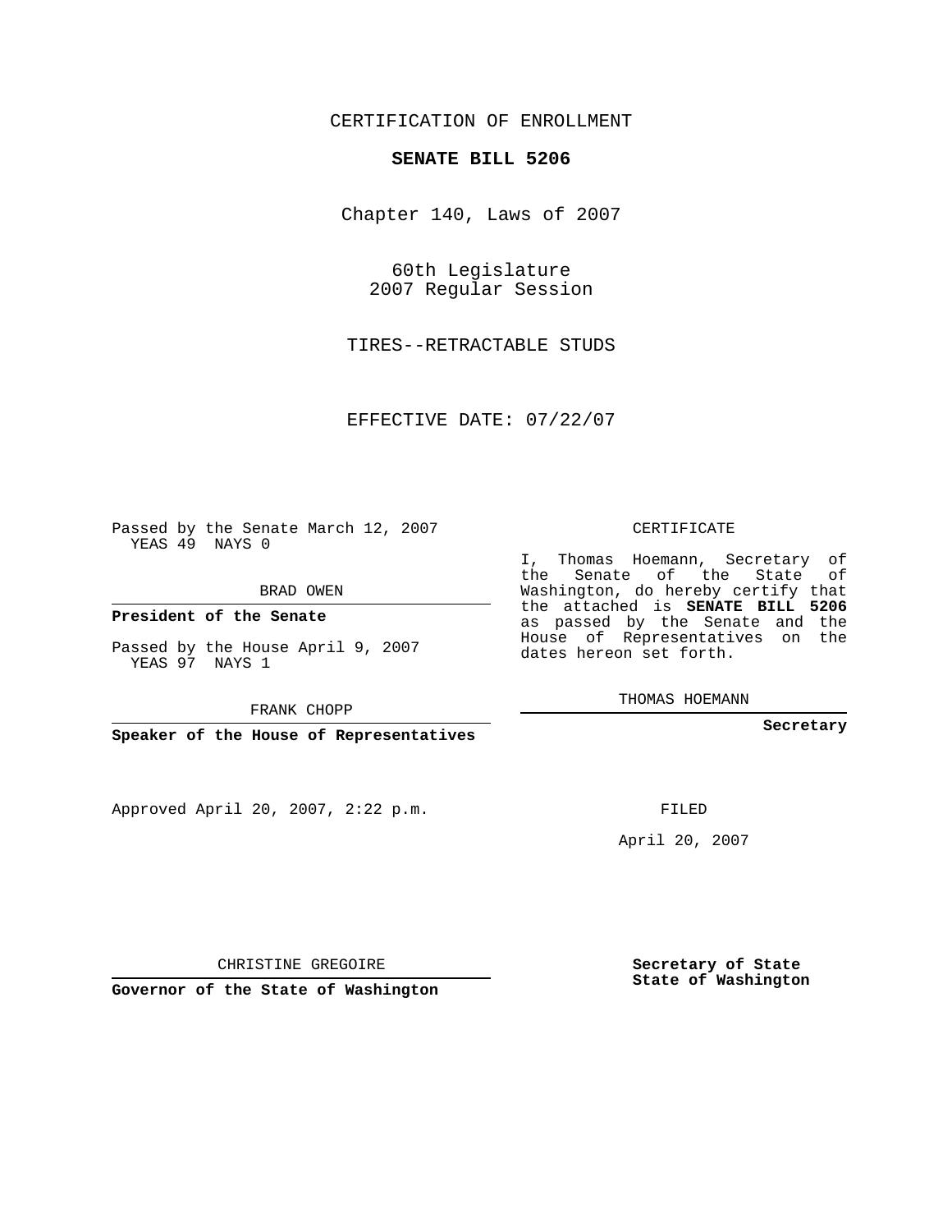CERTIFICATION OF ENROLLMENT

**SENATE BILL 5206**

Chapter 140, Laws of 2007

60th Legislature
2007 Regular Session

TIRES--RETRACTABLE STUDS

EFFECTIVE DATE: 07/22/07

Passed by the Senate March 12, 2007
YEAS 49 NAYS 0

BRAD OWEN

**President of the Senate**

Passed by the House April 9, 2007
YEAS 97 NAYS 1

FRANK CHOPP

**Speaker of the House of Representatives**

CERTIFICATE

I, Thomas Hoemann, Secretary of the Senate of the State of Washington, do hereby certify that the attached is **SENATE BILL 5206** as passed by the Senate and the House of Representatives on the dates hereon set forth.

THOMAS HOEMANN

**Secretary**

Approved April 20, 2007, 2:22 p.m.

FILED

April 20, 2007

CHRISTINE GREGOIRE

**Governor of the State of Washington**

**Secretary of State**
**State of Washington**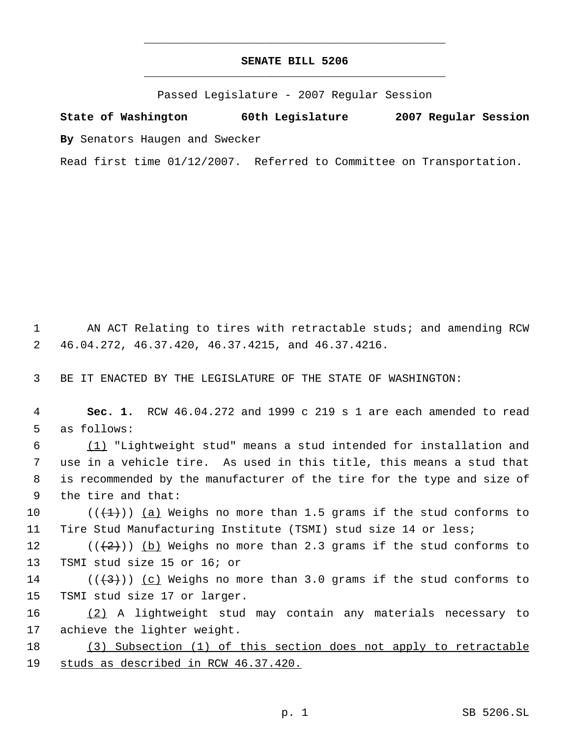# SENATE BILL 5206

Passed Legislature - 2007 Regular Session

**State of Washington 60th Legislature 2007 Regular Session**

**By** Senators Haugen and Swecker

Read first time 01/12/2007. Referred to Committee on Transportation.

1 AN ACT Relating to tires with retractable studs; and amending RCW
2 46.04.272, 46.37.420, 46.37.4215, and 46.37.4216.

3 BE IT ENACTED BY THE LEGISLATURE OF THE STATE OF WASHINGTON:

4 **Sec. 1.** RCW 46.04.272 and 1999 c 219 s 1 are each amended to read
5 as follows:

6 (1) "Lightweight stud" means a stud intended for installation and
7 use in a vehicle tire. As used in this title, this means a stud that
8 is recommended by the manufacturer of the tire for the type and size of
9 the tire and that:

10 (((1))) (a) Weighs no more than 1.5 grams if the stud conforms to
11 Tire Stud Manufacturing Institute (TSMI) stud size 14 or less;

12 (((2))) (b) Weighs no more than 2.3 grams if the stud conforms to
13 TSMI stud size 15 or 16; or

14 (((3))) (c) Weighs no more than 3.0 grams if the stud conforms to
15 TSMI stud size 17 or larger.

16 (2) A lightweight stud may contain any materials necessary to
17 achieve the lighter weight.

18 (3) Subsection (1) of this section does not apply to retractable
19 studs as described in RCW 46.37.420.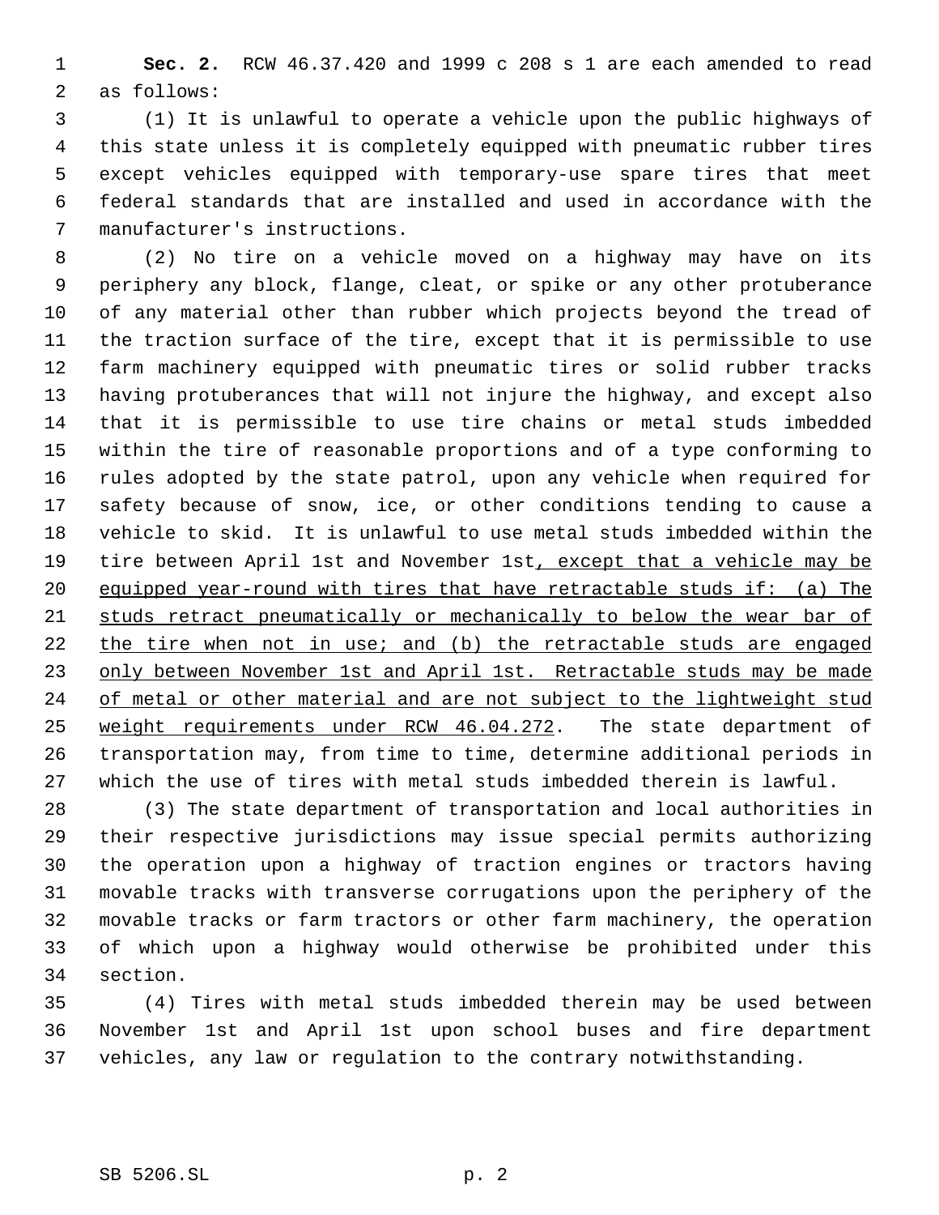**Sec. 2.** RCW 46.37.420 and 1999 c 208 s 1 are each amended to read as follows:

(1) It is unlawful to operate a vehicle upon the public highways of this state unless it is completely equipped with pneumatic rubber tires except vehicles equipped with temporary-use spare tires that meet federal standards that are installed and used in accordance with the manufacturer's instructions.

(2) No tire on a vehicle moved on a highway may have on its periphery any block, flange, cleat, or spike or any other protuberance of any material other than rubber which projects beyond the tread of the traction surface of the tire, except that it is permissible to use farm machinery equipped with pneumatic tires or solid rubber tracks having protuberances that will not injure the highway, and except also that it is permissible to use tire chains or metal studs imbedded within the tire of reasonable proportions and of a type conforming to rules adopted by the state patrol, upon any vehicle when required for safety because of snow, ice, or other conditions tending to cause a vehicle to skid. It is unlawful to use metal studs imbedded within the tire between April 1st and November 1st<u>, except that a vehicle may be equipped year-round with tires that have retractable studs if: (a) The studs retract pneumatically or mechanically to below the wear bar of the tire when not in use; and (b) the retractable studs are engaged only between November 1st and April 1st. Retractable studs may be made of metal or other material and are not subject to the lightweight stud weight requirements under RCW 46.04.272</u>. The state department of transportation may, from time to time, determine additional periods in which the use of tires with metal studs imbedded therein is lawful.

(3) The state department of transportation and local authorities in their respective jurisdictions may issue special permits authorizing the operation upon a highway of traction engines or tractors having movable tracks with transverse corrugations upon the periphery of the movable tracks or farm tractors or other farm machinery, the operation of which upon a highway would otherwise be prohibited under this section.

(4) Tires with metal studs imbedded therein may be used between November 1st and April 1st upon school buses and fire department vehicles, any law or regulation to the contrary notwithstanding.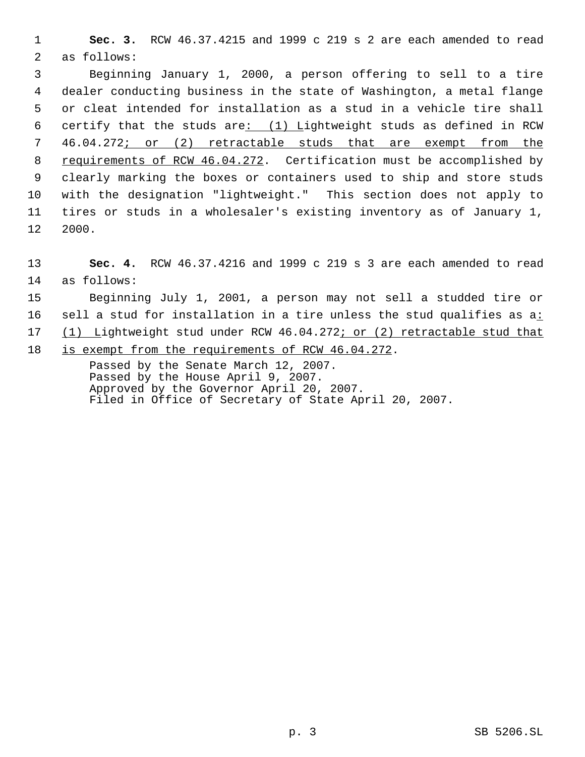**Sec. 3.** RCW 46.37.4215 and 1999 c 219 s 2 are each amended to read as follows:

Beginning January 1, 2000, a person offering to sell to a tire dealer conducting business in the state of Washington, a metal flange or cleat intended for installation as a stud in a vehicle tire shall certify that the studs are: (1) Lightweight studs as defined in RCW 46.04.272; or (2) retractable studs that are exempt from the requirements of RCW 46.04.272. Certification must be accomplished by clearly marking the boxes or containers used to ship and store studs with the designation "lightweight." This section does not apply to tires or studs in a wholesaler's existing inventory as of January 1, 2000.

**Sec. 4.** RCW 46.37.4216 and 1999 c 219 s 3 are each amended to read as follows:

Beginning July 1, 2001, a person may not sell a studded tire or sell a stud for installation in a tire unless the stud qualifies as a: (1) Lightweight stud under RCW 46.04.272; or (2) retractable stud that is exempt from the requirements of RCW 46.04.272.

Passed by the Senate March 12, 2007.
Passed by the House April 9, 2007.
Approved by the Governor April 20, 2007.
Filed in Office of Secretary of State April 20, 2007.